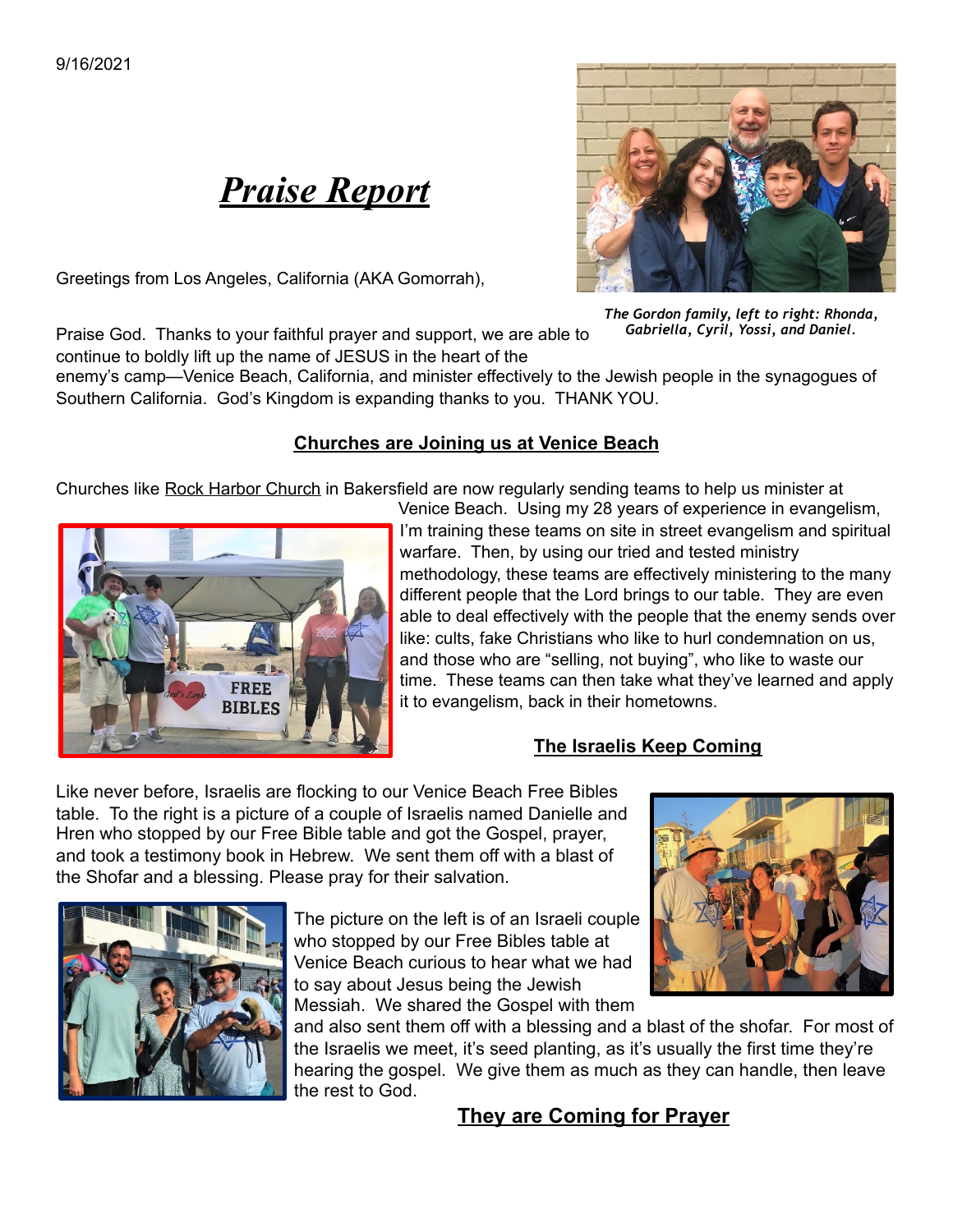9/16/2021

# ***Praise Report***

*The Gordon family, left to right: Rhonda, Gabriella, Cyril, Yossi, and Daniel.*

Greetings from Los Angeles, California (AKA Gomorrah),

Praise God. Thanks to your faithful prayer and support, we are able to continue to boldly lift up the name of JESUS in the heart of the enemy's camp—Venice Beach, California, and minister effectively to the Jewish people in the synagogues of Southern California. God's Kingdom is expanding thanks to you. THANK YOU.

## Churches are Joining us at Venice Beach

Churches like Rock Harbor Church in Bakersfield are now regularly sending teams to help us minister at Venice Beach. Using my 28 years of experience in evangelism, I'm training these teams on site in street evangelism and spiritual warfare. Then, by using our tried and tested ministry methodology, these teams are effectively ministering to the many different people that the Lord brings to our table. They are even able to deal effectively with the people that the enemy sends over like: cults, fake Christians who like to hurl condemnation on us, and those who are "selling, not buying", who like to waste our time. These teams can then take what they've learned and apply it to evangelism, back in their hometowns.

## The Israelis Keep Coming

Like never before, Israelis are flocking to our Venice Beach Free Bibles table. To the right is a picture of a couple of Israelis named Danielle and Hren who stopped by our Free Bible table and got the Gospel, prayer, and took a testimony book in Hebrew. We sent them off with a blast of the Shofar and a blessing. Please pray for their salvation.

The picture on the left is of an Israeli couple who stopped by our Free Bibles table at Venice Beach curious to hear what we had to say about Jesus being the Jewish Messiah. We shared the Gospel with them and also sent them off with a blessing and a blast of the shofar. For most of the Israelis we meet, it's seed planting, as it's usually the first time they're hearing the gospel. We give them as much as they can handle, then leave the rest to God.

## They are Coming for Prayer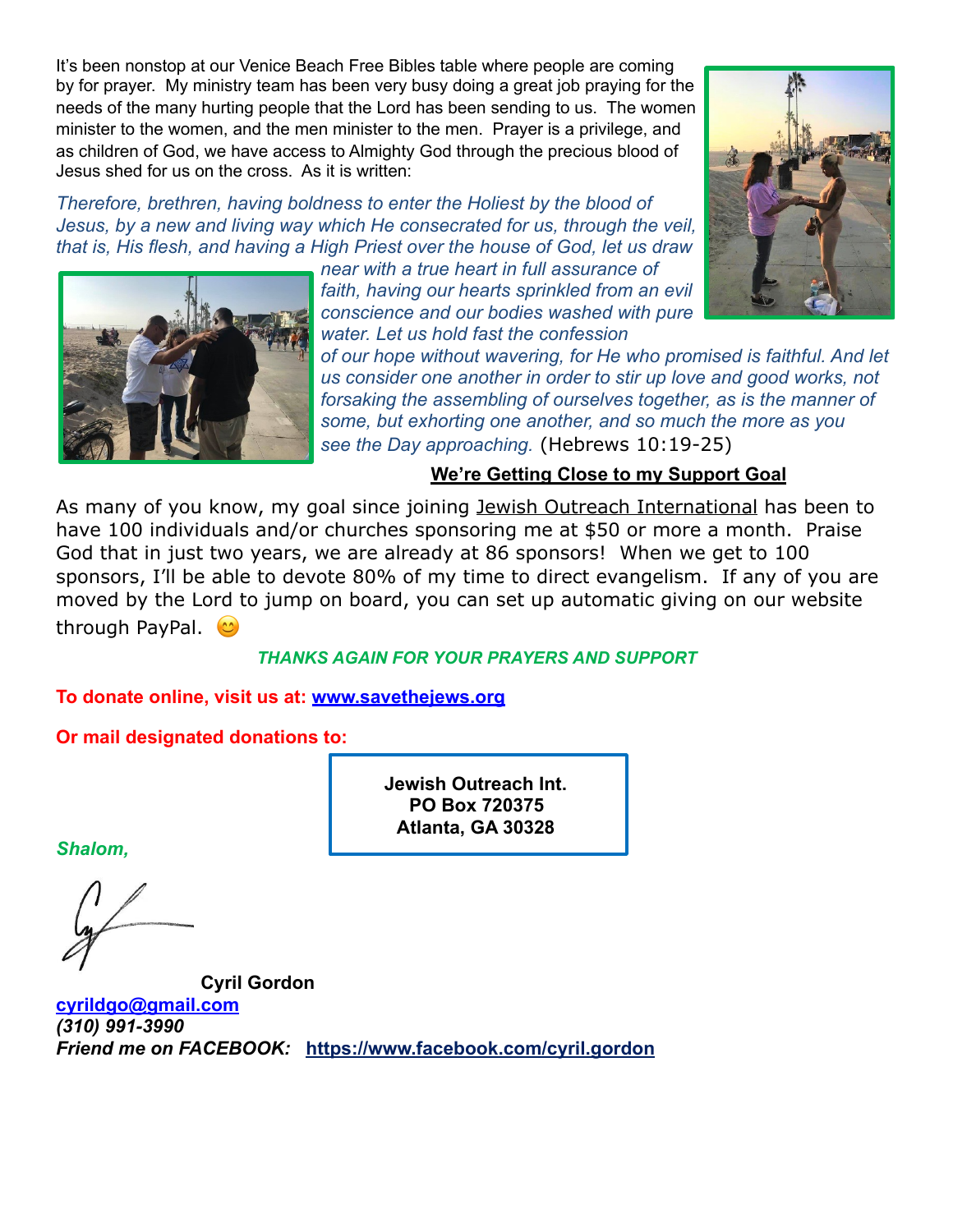It's been nonstop at our Venice Beach Free Bibles table where people are coming by for prayer. My ministry team has been very busy doing a great job praying for the needs of the many hurting people that the Lord has been sending to us. The women minister to the women, and the men minister to the men. Prayer is a privilege, and as children of God, we have access to Almighty God through the precious blood of Jesus shed for us on the cross. As it is written:

*Therefore, brethren, having boldness to enter the Holiest by the blood of Jesus, by a new and living way which He consecrated for us, through the veil, that is, His flesh, and having a High Priest over the house of God, let us draw near with a true heart in full assurance of faith, having our hearts sprinkled from an evil conscience and our bodies washed with pure water. Let us hold fast the confession of our hope without wavering, for He who promised is faithful. And let us consider one another in order to stir up love and good works, not forsaking the assembling of ourselves together, as is the manner of some, but exhorting one another, and so much the more as you see the Day approaching.* (Hebrews 10:19-25)

**We're Getting Close to my Support Goal**

As many of you know, my goal since joining Jewish Outreach International has been to have 100 individuals and/or churches sponsoring me at $50 or more a month. Praise God that in just two years, we are already at 86 sponsors! When we get to 100 sponsors, I'll be able to devote 80% of my time to direct evangelism. If any of you are moved by the Lord to jump on board, you can set up automatic giving on our website through PayPal. 😊

***THANKS AGAIN FOR YOUR PRAYERS AND SUPPORT***

**To donate online, visit us at: www.savethejews.org**

**Or mail designated donations to:**

**Jewish Outreach Int.**
**PO Box 720375**
**Atlanta, GA 30328**

***Shalom,***

**Cyril Gordon**
cyrildgo@gmail.com
***(310) 991-3990***
***Friend me on FACEBOOK:*** **https://www.facebook.com/cyril.gordon**